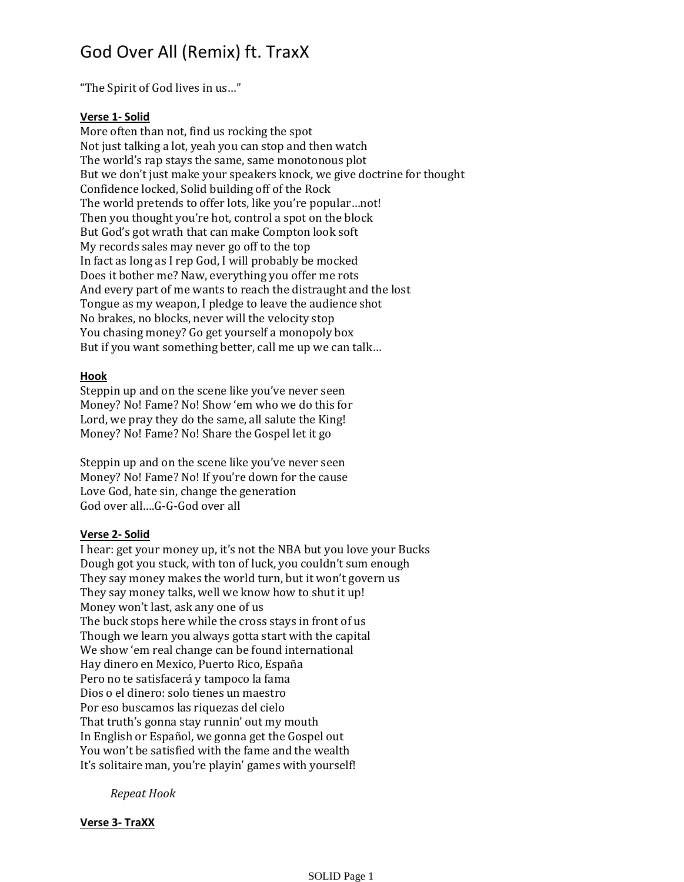# God Over All (Remix) ft. TraxX

"The Spirit of God lives in us…"

**Verse 1- Solid**

More often than not, find us rocking the spot
Not just talking a lot, yeah you can stop and then watch
The world's rap stays the same, same monotonous plot
But we don't just make your speakers knock, we give doctrine for thought
Confidence locked, Solid building off of the Rock
The world pretends to offer lots, like you're popular…not!
Then you thought you're hot, control a spot on the block
But God's got wrath that can make Compton look soft
My records sales may never go off to the top
In fact as long as I rep God, I will probably be mocked
Does it bother me? Naw, everything you offer me rots
And every part of me wants to reach the distraught and the lost
Tongue as my weapon, I pledge to leave the audience shot
No brakes, no blocks, never will the velocity stop
You chasing money? Go get yourself a monopoly box
But if you want something better, call me up we can talk…

**Hook**

Steppin up and on the scene like you've never seen
Money? No! Fame? No! Show 'em who we do this for
Lord, we pray they do the same, all salute the King!
Money? No! Fame? No! Share the Gospel let it go

Steppin up and on the scene like you've never seen
Money? No! Fame? No! If you're down for the cause
Love God, hate sin, change the generation
God over all….G-G-God over all

**Verse 2- Solid**

I hear: get your money up, it's not the NBA but you love your Bucks
Dough got you stuck, with ton of luck, you couldn't sum enough
They say money makes the world turn, but it won't govern us
They say money talks, well we know how to shut it up!
Money won't last, ask any one of us
The buck stops here while the cross stays in front of us
Though we learn you always gotta start with the capital
We show 'em real change can be found international
Hay dinero en Mexico, Puerto Rico, España
Pero no te satisfacerá y tampoco la fama
Dios o el dinero: solo tienes un maestro
Por eso buscamos las riquezas del cielo
That truth's gonna stay runnin' out my mouth
In English or Español, we gonna get the Gospel out
You won't be satisfied with the fame and the wealth
It's solitaire man, you're playin' games with yourself!

*Repeat Hook*

**Verse 3- TraXX**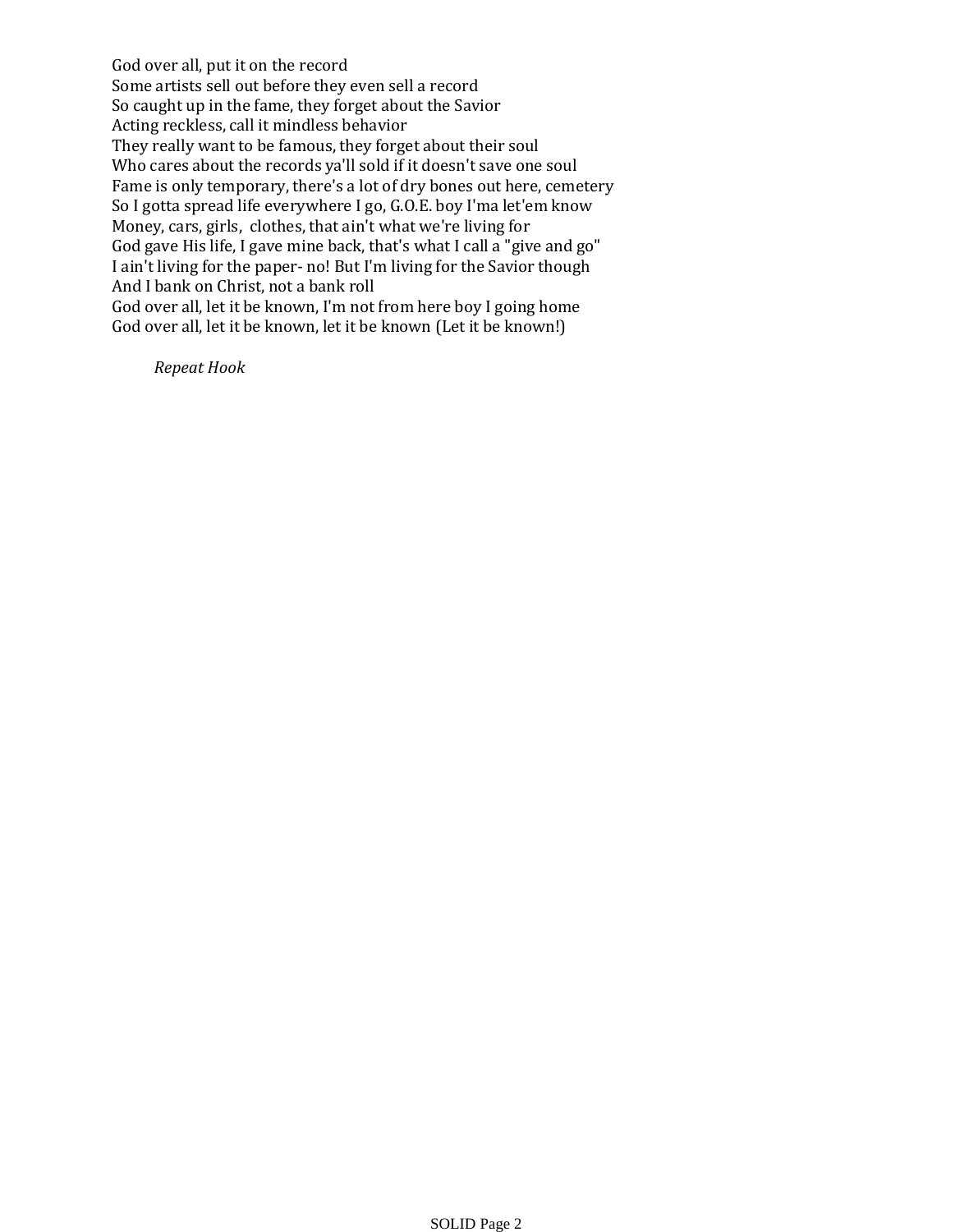God over all, put it on the record
Some artists sell out before they even sell a record
So caught up in the fame, they forget about the Savior
Acting reckless, call it mindless behavior
They really want to be famous, they forget about their soul
Who cares about the records ya'll sold if it doesn't save one soul
Fame is only temporary, there's a lot of dry bones out here, cemetery
So I gotta spread life everywhere I go, G.O.E. boy I'ma let'em know
Money, cars, girls,  clothes, that ain't what we're living for
God gave His life, I gave mine back, that's what I call a "give and go"
I ain't living for the paper- no! But I'm living for the Savior though
And I bank on Christ, not a bank roll
God over all, let it be known, I'm not from here boy I going home
God over all, let it be known, let it be known (Let it be known!)

*Repeat Hook*